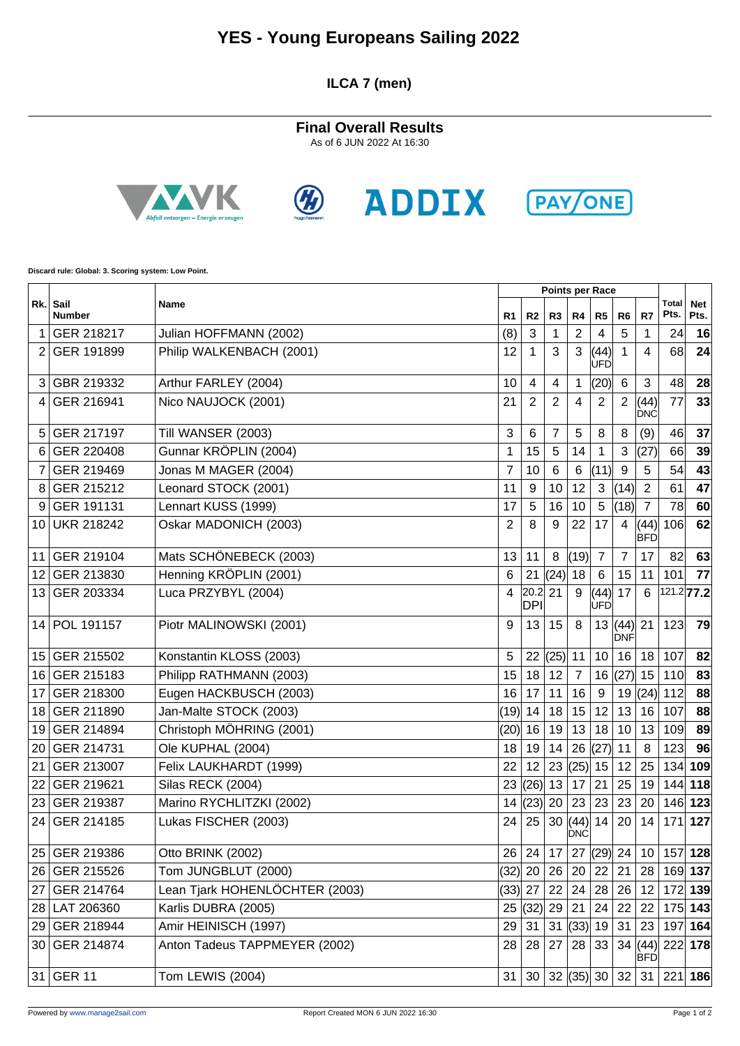# YES - Young Europeans Sailing 2022

## ILCA 7 (men)

### Final Overall Results

As of 6 JUN 2022 At 16:30

Discard rule: Global: 3. Scoring system: Low Point.

| Rk. | Sail Number | Name | Points per Race | | | | | | | Total Pts. | Net Pts. |
|---|---|---|---|---|---|---|---|---|---|---|---|
| | | | R1 | R2 | R3 | R4 | R5 | R6 | R7 | | |
| 1 | GER 218217 | Julian HOFFMANN (2002) | (8) | 3 | 1 | 2 | 4 | 5 | 1 | 24 | **16** |
| 2 | GER 191899 | Philip WALKENBACH (2001) | 12 | 1 | 3 | 3 | (44) UFD | 1 | 4 | 68 | **24** |
| 3 | GBR 219332 | Arthur FARLEY (2004) | 10 | 4 | 4 | 1 | (20) | 6 | 3 | 48 | **28** |
| 4 | GER 216941 | Nico NAUJOCK (2001) | 21 | 2 | 2 | 4 | 2 | 2 | (44) DNC | 77 | **33** |
| 5 | GER 217197 | Till WANSER (2003) | 3 | 6 | 7 | 5 | 8 | 8 | (9) | 46 | **37** |
| 6 | GER 220408 | Gunnar KRÖPLIN (2004) | 1 | 15 | 5 | 14 | 1 | 3 | (27) | 66 | **39** |
| 7 | GER 219469 | Jonas M MAGER (2004) | 7 | 10 | 6 | 6 | (11) | 9 | 5 | 54 | **43** |
| 8 | GER 215212 | Leonard STOCK (2001) | 11 | 9 | 10 | 12 | 3 | (14) | 2 | 61 | **47** |
| 9 | GER 191131 | Lennart KUSS (1999) | 17 | 5 | 16 | 10 | 5 | (18) | 7 | 78 | **60** |
| 10 | UKR 218242 | Oskar MADONICH (2003) | 2 | 8 | 9 | 22 | 17 | 4 | (44) BFD | 106 | **62** |
| 11 | GER 219104 | Mats SCHÖNEBECK (2003) | 13 | 11 | 8 | (19) | 7 | 7 | 17 | 82 | **63** |
| 12 | GER 213830 | Henning KRÖPLIN (2001) | 6 | 21 | (24) | 18 | 6 | 15 | 11 | 101 | **77** |
| 13 | GER 203334 | Luca PRZYBYL (2004) | 4 | 20.2 DPI | 21 | 9 | (44) UFD | 17 | 6 | 121.2 | **77.2** |
| 14 | POL 191157 | Piotr MALINOWSKI (2001) | 9 | 13 | 15 | 8 | 13 | (44) DNF | 21 | 123 | **79** |
| 15 | GER 215502 | Konstantin KLOSS (2003) | 5 | 22 | (25) | 11 | 10 | 16 | 18 | 107 | **82** |
| 16 | GER 215183 | Philipp RATHMANN (2003) | 15 | 18 | 12 | 7 | 16 | (27) | 15 | 110 | **83** |
| 17 | GER 218300 | Eugen HACKBUSCH (2003) | 16 | 17 | 11 | 16 | 9 | 19 | (24) | 112 | **88** |
| 18 | GER 211890 | Jan-Malte STOCK (2003) | (19) | 14 | 18 | 15 | 12 | 13 | 16 | 107 | **88** |
| 19 | GER 214894 | Christoph MÖHRING (2001) | (20) | 16 | 19 | 13 | 18 | 10 | 13 | 109 | **89** |
| 20 | GER 214731 | Ole KUPHAL (2004) | 18 | 19 | 14 | 26 | (27) | 11 | 8 | 123 | **96** |
| 21 | GER 213007 | Felix LAUKHARDT (1999) | 22 | 12 | 23 | (25) | 15 | 12 | 25 | 134 | **109** |
| 22 | GER 219621 | Silas RECK (2004) | 23 | (26) | 13 | 17 | 21 | 25 | 19 | 144 | **118** |
| 23 | GER 219387 | Marino RYCHLITZKI (2002) | 14 | (23) | 20 | 23 | 23 | 23 | 20 | 146 | **123** |
| 24 | GER 214185 | Lukas FISCHER (2003) | 24 | 25 | 30 | (44) DNC | 14 | 20 | 14 | 171 | **127** |
| 25 | GER 219386 | Otto BRINK (2002) | 26 | 24 | 17 | 27 | (29) | 24 | 10 | 157 | **128** |
| 26 | GER 215526 | Tom JUNGBLUT (2000) | (32) | 20 | 26 | 20 | 22 | 21 | 28 | 169 | **137** |
| 27 | GER 214764 | Lean Tjark HOHENLÖCHTER (2003) | (33) | 27 | 22 | 24 | 28 | 26 | 12 | 172 | **139** |
| 28 | LAT 206360 | Karlis DUBRA (2005) | 25 | (32) | 29 | 21 | 24 | 22 | 22 | 175 | **143** |
| 29 | GER 218944 | Amir HEINISCH (1997) | 29 | 31 | 31 | (33) | 19 | 31 | 23 | 197 | **164** |
| 30 | GER 214874 | Anton Tadeus TAPPMEYER (2002) | 28 | 28 | 27 | 28 | 33 | 34 | (44) BFD | 222 | **178** |
| 31 | GER 11 | Tom LEWIS (2004) | 31 | 30 | 32 | (35) | 30 | 32 | 31 | 221 | **186** |

Powered by www.manage2sail.com Report Created MON 6 JUN 2022 16:30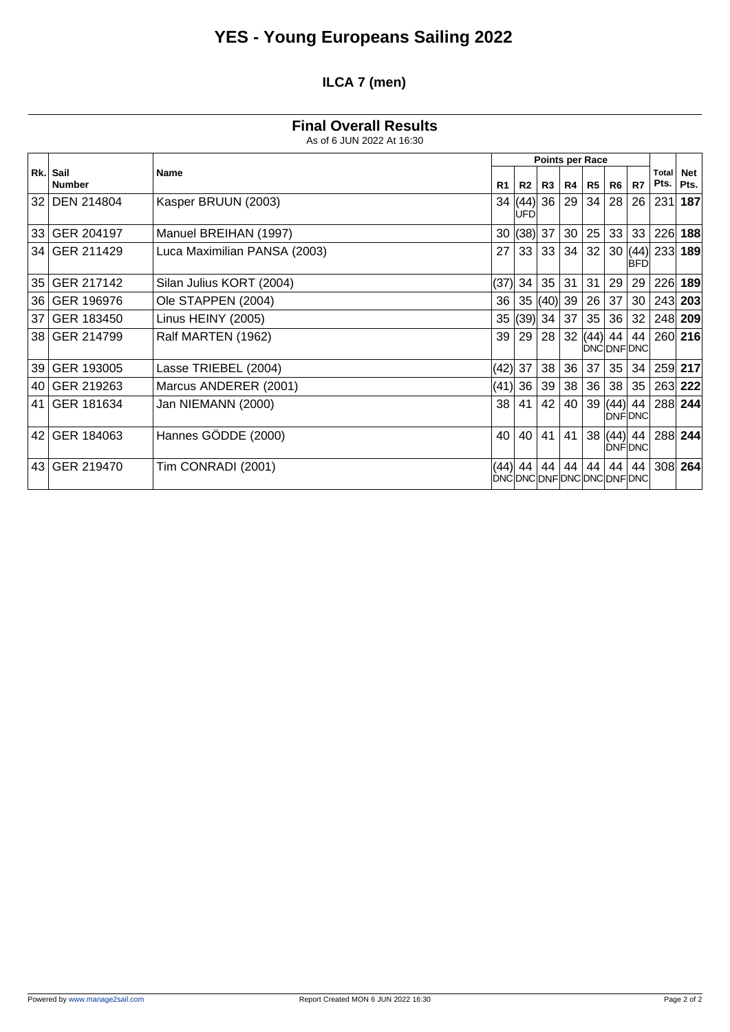# YES - Young Europeans Sailing 2022

## ILCA 7 (men)

### Final Overall Results

As of 6 JUN 2022 At 16:30

| Rk. | Sail Number | Name | Points per Race R1 | R2 | R3 | R4 | R5 | R6 | R7 | Total Pts. | Net Pts. |
|---|---|---|---|---|---|---|---|---|---|---|---|
| 32 | DEN 214804 | Kasper BRUUN (2003) | 34 | (44) UFD | 36 | 29 | 34 | 28 | 26 | 231 | **187** |
| 33 | GER 204197 | Manuel BREIHAN (1997) | 30 | (38) | 37 | 30 | 25 | 33 | 33 | 226 | **188** |
| 34 | GER 211429 | Luca Maximilian PANSA (2003) | 27 | 33 | 33 | 34 | 32 | 30 | (44) BFD | 233 | **189** |
| 35 | GER 217142 | Silan Julius KORT (2004) | (37) | 34 | 35 | 31 | 31 | 29 | 29 | 226 | **189** |
| 36 | GER 196976 | Ole STAPPEN (2004) | 36 | 35 | (40) | 39 | 26 | 37 | 30 | 243 | **203** |
| 37 | GER 183450 | Linus HEINY (2005) | 35 | (39) | 34 | 37 | 35 | 36 | 32 | 248 | **209** |
| 38 | GER 214799 | Ralf MARTEN (1962) | 39 | 29 | 28 | 32 | (44) DNC | 44 DNF | 44 DNC | 260 | **216** |
| 39 | GER 193005 | Lasse TRIEBEL (2004) | (42) | 37 | 38 | 36 | 37 | 35 | 34 | 259 | **217** |
| 40 | GER 219263 | Marcus ANDERER (2001) | (41) | 36 | 39 | 38 | 36 | 38 | 35 | 263 | **222** |
| 41 | GER 181634 | Jan NIEMANN (2000) | 38 | 41 | 42 | 40 | 39 | (44) DNF | 44 DNC | 288 | **244** |
| 42 | GER 184063 | Hannes GÖDDE (2000) | 40 | 40 | 41 | 41 | 38 | (44) DNF | 44 DNC | 288 | **244** |
| 43 | GER 219470 | Tim CONRADI (2001) | (44) DNC | 44 DNC | 44 DNF | 44 DNC | 44 DNC | 44 DNF | 44 DNC | 308 | **264** |